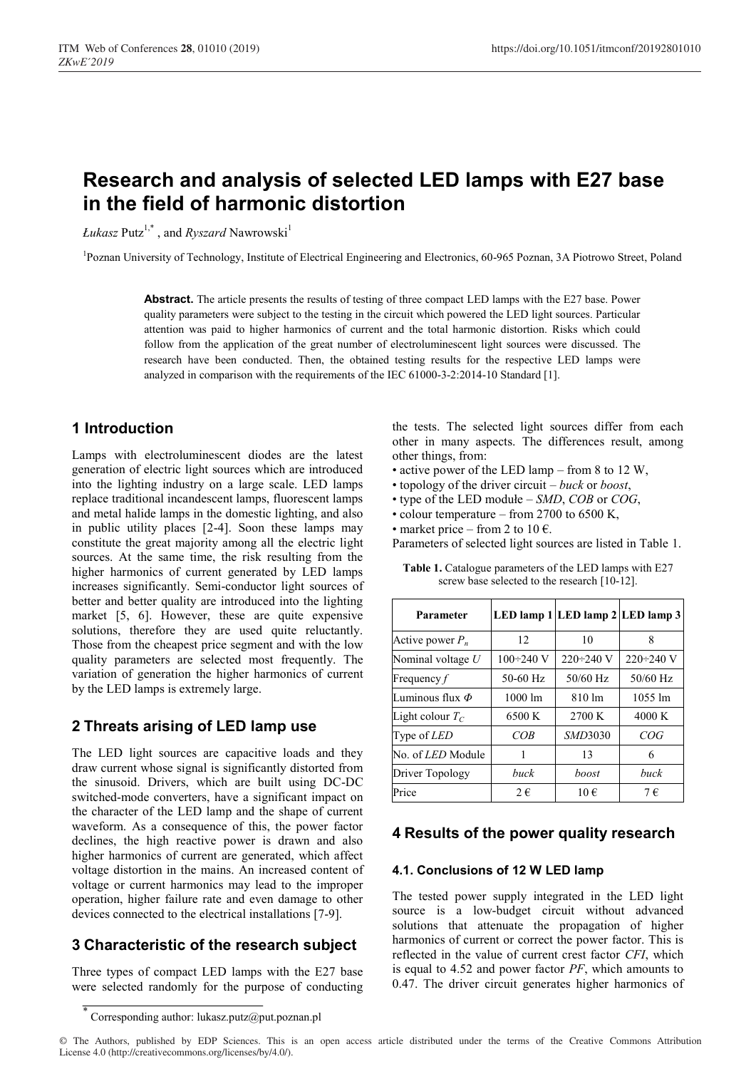# Research and analysis of selected LED lamps with E27 base in the field of harmonic distortion

*Łukasz* Putz[1,*] , and *Ryszard* Nawrowski[1]

[1]Poznan University of Technology, Institute of Electrical Engineering and Electronics, 60-965 Poznan, 3A Piotrowo Street, Poland

**Abstract.** The article presents the results of testing of three compact LED lamps with the E27 base. Power quality parameters were subject to the testing in the circuit which powered the LED light sources. Particular attention was paid to higher harmonics of current and the total harmonic distortion. Risks which could follow from the application of the great number of electroluminescent light sources were discussed. The research have been conducted. Then, the obtained testing results for the respective LED lamps were analyzed in comparison with the requirements of the IEC 61000-3-2:2014-10 Standard [1].

## 1 Introduction

Lamps with electroluminescent diodes are the latest generation of electric light sources which are introduced into the lighting industry on a large scale. LED lamps replace traditional incandescent lamps, fluorescent lamps and metal halide lamps in the domestic lighting, and also in public utility places [2-4]. Soon these lamps may constitute the great majority among all the electric light sources. At the same time, the risk resulting from the higher harmonics of current generated by LED lamps increases significantly. Semi-conductor light sources of better and better quality are introduced into the lighting market [5, 6]. However, these are quite expensive solutions, therefore they are used quite reluctantly. Those from the cheapest price segment and with the low quality parameters are selected most frequently. The variation of generation the higher harmonics of current by the LED lamps is extremely large.

## 2 Threats arising of LED lamp use

The LED light sources are capacitive loads and they draw current whose signal is significantly distorted from the sinusoid. Drivers, which are built using DC-DC switched-mode converters, have a significant impact on the character of the LED lamp and the shape of current waveform. As a consequence of this, the power factor declines, the high reactive power is drawn and also higher harmonics of current are generated, which affect voltage distortion in the mains. An increased content of voltage or current harmonics may lead to the improper operation, higher failure rate and even damage to other devices connected to the electrical installations [7-9].

## 3 Characteristic of the research subject

Three types of compact LED lamps with the E27 base were selected randomly for the purpose of conducting the tests. The selected light sources differ from each other in many aspects. The differences result, among other things, from:

- active power of the LED lamp – from 8 to 12 W,
- topology of the driver circuit – *buck* or *boost*,
- type of the LED module – *SMD*, *COB* or *COG*,
- colour temperature – from 2700 to 6500 K,
- market price – from 2 to 10 €.

Parameters of selected light sources are listed in Table 1.

**Table 1.** Catalogue parameters of the LED lamps with E27 screw base selected to the research [10-12].

| Parameter | LED lamp 1 | LED lamp 2 | LED lamp 3 |
|---|---|---|---|
| Active power $P_n$ | 12 | 10 | 8 |
| Nominal voltage $U$ | 100÷240 V | 220÷240 V | 220÷240 V |
| Frequency $f$ | 50-60 Hz | 50/60 Hz | 50/60 Hz |
| Luminous flux $\Phi$ | 1000 lm | 810 lm | 1055 lm |
| Light colour $T_C$ | 6500 K | 2700 K | 4000 K |
| Type of *LED* | *COB* | *SMD*3030 | *COG* |
| No. of *LED* Module | 1 | 13 | 6 |
| Driver Topology | *buck* | *boost* | *buck* |
| Price | 2 € | 10 € | 7 € |

## 4 Results of the power quality research

### 4.1. Conclusions of 12 W LED lamp

The tested power supply integrated in the LED light source is a low-budget circuit without advanced solutions that attenuate the propagation of higher harmonics of current or correct the power factor. This is reflected in the value of current crest factor *CFI*, which is equal to 4.52 and power factor *PF*, which amounts to 0.47. The driver circuit generates higher harmonics of

* Corresponding author: lukasz.putz@put.poznan.pl

© The Authors, published by EDP Sciences. This is an open access article distributed under the terms of the Creative Commons Attribution License 4.0 (http://creativecommons.org/licenses/by/4.0/).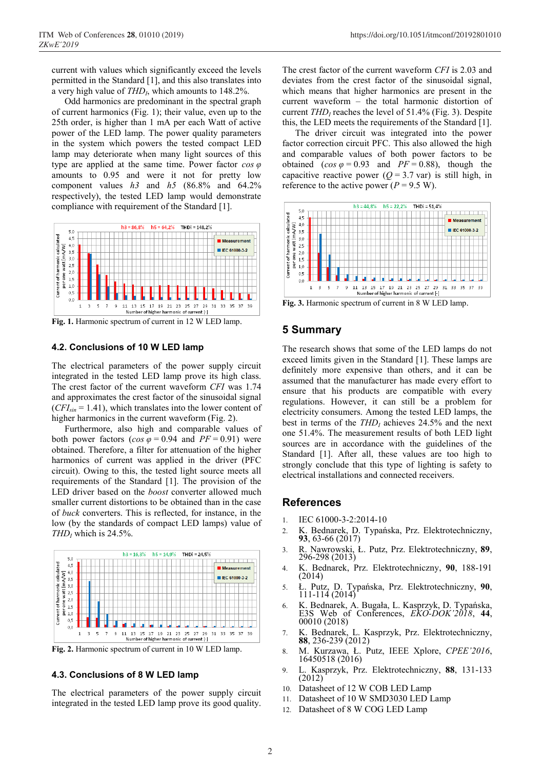current with values which significantly exceed the levels permitted in the Standard [1], and this also translates into a very high value of $THD_I$, which amounts to 148.2%.

Odd harmonics are predominant in the spectral graph of current harmonics (Fig. 1); their value, even up to the 25th order, is higher than 1 mA per each Watt of active power of the LED lamp. The power quality parameters in the system which powers the tested compact LED lamp may deteriorate when many light sources of this type are applied at the same time. Power factor $\cos\varphi$ amounts to 0.95 and were it not for pretty low component values $h3$ and $h5$ (86.8% and 64.2% respectively), the tested LED lamp would demonstrate compliance with requirement of the Standard [1].

h3 = 86,8% h5 = 64,2% THDi = 148,2%

Measurement
IEC 61000-3-2

Current of harmonic calculated per one watt [mA/W]

Number of higher harmonic of current [-]

**Fig. 1.** Harmonic spectrum of current in 12 W LED lamp.

### 4.2. Conclusions of 10 W LED lamp

The electrical parameters of the power supply circuit integrated in the tested LED lamp prove its high class. The crest factor of the current waveform *CFI* was 1.74 and approximates the crest factor of the sinusoidal signal ($CFI_{sin}$ = 1.41), which translates into the lower content of higher harmonics in the current waveform (Fig. 2).

Furthermore, also high and comparable values of both power factors ($\cos\varphi$ = 0.94 and $PF$ = 0.91) were obtained. Therefore, a filter for attenuation of the higher harmonics of current was applied in the driver (PFC circuit). Owing to this, the tested light source meets all requirements of the Standard [1]. The provision of the LED driver based on the *boost* converter allowed much smaller current distortions to be obtained than in the case of *buck* converters. This is reflected, for instance, in the low (by the standards of compact LED lamps) value of $THD_I$ which is 24.5%.

h3 = 16,3% h5 = 14,9% THDi = 24,5%

Measurement
IEC 61000-3-2

Current of harmonic calculated per one watt [mA/W]

Number of higher harmonic of current [-]

**Fig. 2.** Harmonic spectrum of current in 10 W LED lamp.

### 4.3. Conclusions of 8 W LED lamp

The electrical parameters of the power supply circuit integrated in the tested LED lamp prove its good quality. The crest factor of the current waveform *CFI* is 2.03 and deviates from the crest factor of the sinusoidal signal, which means that higher harmonics are present in the current waveform – the total harmonic distortion of current $THD_I$ reaches the level of 51.4% (Fig. 3). Despite this, the LED meets the requirements of the Standard [1].

The driver circuit was integrated into the power factor correction circuit PFC. This also allowed the high and comparable values of both power factors to be obtained ($\cos\varphi$ = 0.93 and $PF$ = 0.88), though the capacitive reactive power ($Q$ = 3.7 var) is still high, in reference to the active power ($P$ = 9.5 W).

h3 = 44,8% h5 = 22,2% THDi = 51,4%

Measurement
IEC 61000-3-2

Current of harmonic calculated per one watt [mA/W]

Number of higher harmonic of current [-]

**Fig. 3.** Harmonic spectrum of current in 8 W LED lamp.

## 5 Summary

The research shows that some of the LED lamps do not exceed limits given in the Standard [1]. These lamps are definitely more expensive than others, and it can be assumed that the manufacturer has made every effort to ensure that his products are compatible with every regulations. However, it can still be a problem for electricity consumers. Among the tested LED lamps, the best in terms of the $THD_I$ achieves 24.5% and the next one 51.4%. The measurement results of both LED light sources are in accordance with the guidelines of the Standard [1]. After all, these values are too high to strongly conclude that this type of lighting is safety to electrical installations and connected receivers.

## References

1. IEC 61000-3-2:2014-10
2. K. Bednarek, D. Typańska, Prz. Elektrotechniczny, **93**, 63-66 (2017)
3. R. Nawrowski, Ł. Putz, Prz. Elektrotechniczny, **89**, 296-298 (2013)
4. K. Bednarek, Prz. Elektrotechniczny, **90**, 188-191 (2014)
5. Ł. Putz, D. Typańska, Prz. Elektrotechniczny, **90**, 111-114 (2014)
6. K. Bednarek, A. Bugała, L. Kasprzyk, D. Typańska, E3S Web of Conferences, *EKO-DOK'2018*, **44**, 00010 (2018)
7. K. Bednarek, L. Kasprzyk, Prz. Elektrotechniczny, **88**, 236-239 (2012)
8. M. Kurzawa, Ł. Putz, IEEE Xplore, *CPEE'2016*, 16450518 (2016)
9. L. Kasprzyk, Prz. Elektrotechniczny, **88**, 131-133 (2012)
10. Datasheet of 12 W COB LED Lamp
11. Datasheet of 10 W SMD3030 LED Lamp
12. Datasheet of 8 W COG LED Lamp